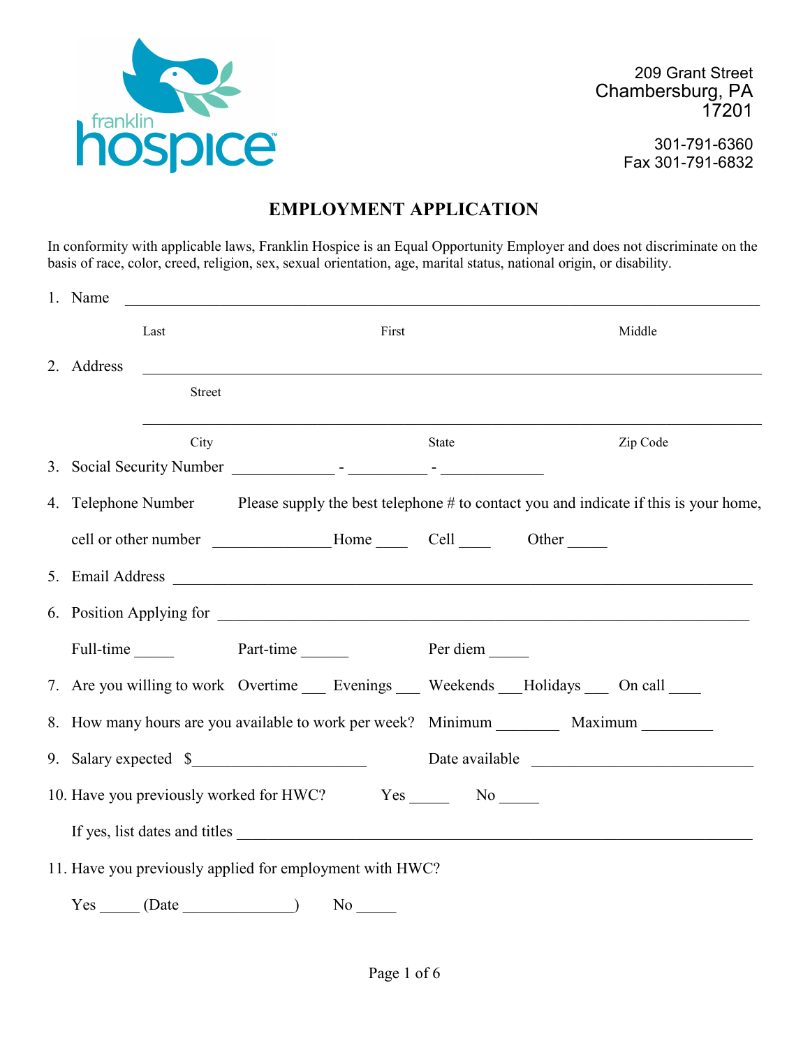franklin hospice

209 Grant Street
Chambersburg, PA
17201

301-791-6360
Fax 301-791-6832

# EMPLOYMENT APPLICATION

In conformity with applicable laws, Franklin Hospice is an Equal Opportunity Employer and does not discriminate on the basis of race, color, creed, religion, sex, sexual orientation, age, marital status, national origin, or disability.

1. Name ______________________________________________________________________________

   Last                    First                    Middle

2. Address ____________________________________________________________________________

   Street

   ____________________________________________________________________________

   City                    State                    Zip Code

3. Social Security Number _____________ - __________ - _____________

4. Telephone Number     Please supply the best telephone # to contact you and indicate if this is your home, cell or other number _______________Home ____   Cell ____   Other _____

5. Email Address ___________________________________________________________________________

6. Position Applying for _____________________________________________________________________

   Full-time _____     Part-time ______     Per diem _____

7. Are you willing to work   Overtime ___  Evenings ___  Weekends ___Holidays ___  On call ____

8. How many hours are you available to work per week?  Minimum ________  Maximum _________

9. Salary expected $______________________     Date available ____________________________

10. Have you previously worked for HWC?     Yes _____    No _____

    If yes, list dates and titles _____________________________________________________________

11. Have you previously applied for employment with HWC?

    Yes _____ (Date ______________)    No _____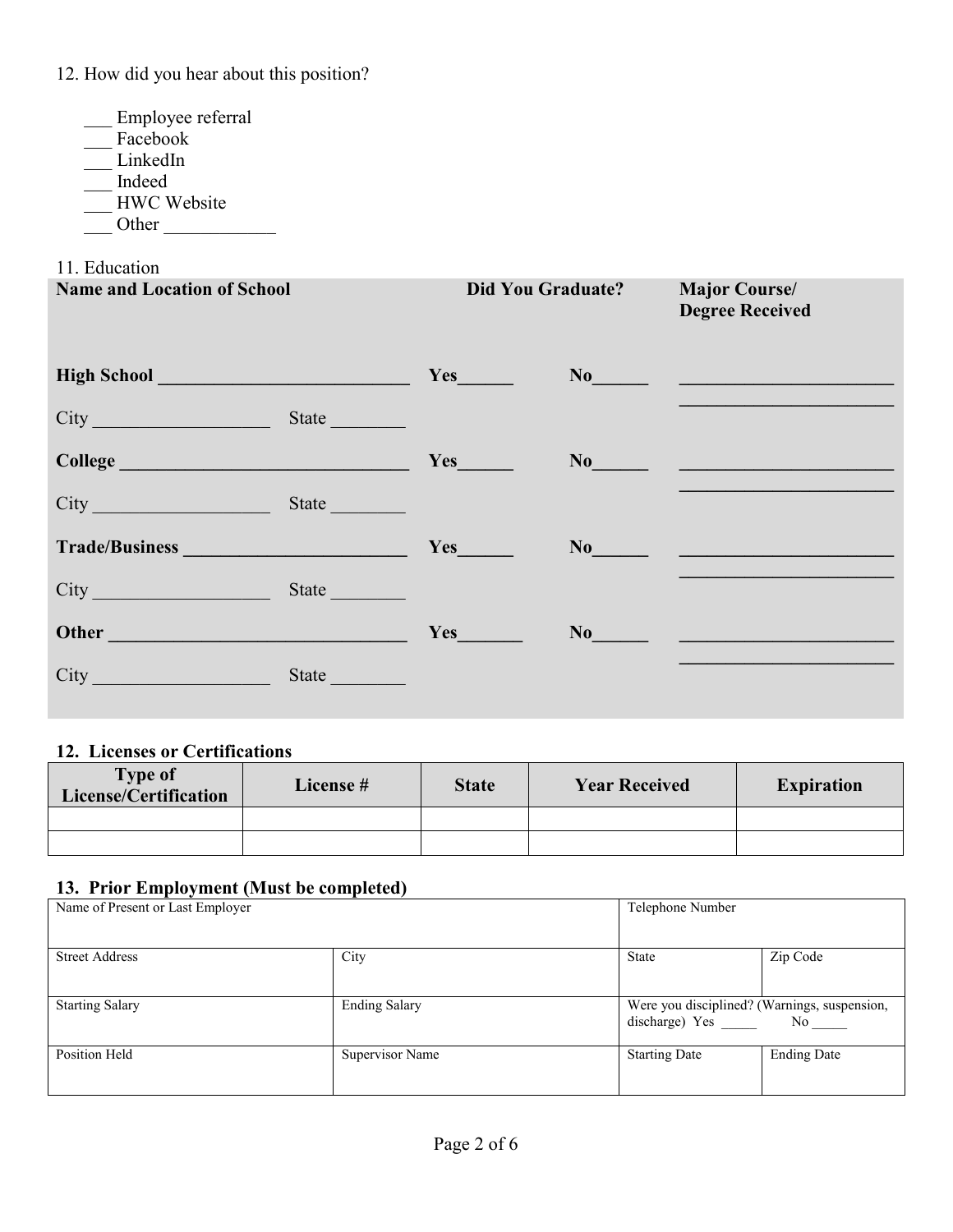12. How did you hear about this position?

- ___ Employee referral
- ___ Facebook
- ___ LinkedIn
- ___ Indeed
- ___ HWC Website
- ___ Other ____________

11. Education

| **Name and Location of School** | | **Did You Graduate?** | | **Major Course/ Degree Received** |
|---|---|---|---|---|
| **High School** ___________________________ | | **Yes**______ | **No**______ | _______________________ _______________________ |
| City ___________________ | State ________ | | | |
| **College** _______________________________ | | **Yes**______ | **No**______ | _______________________ _______________________ |
| City ___________________ | State ________ | | | |
| **Trade/Business** ________________________ | | **Yes**______ | **No**______ | _______________________ _______________________ |
| City ___________________ | State ________ | | | |
| **Other** ________________________________ | | **Yes**_______ | **No**______ | _______________________ _______________________ |
| City ___________________ | State ________ | | | |

### 12. Licenses or Certifications

| Type of License/Certification | License # | State | Year Received | Expiration |
|---|---|---|---|---|
| | | | | |
| | | | | |

### 13. Prior Employment (Must be completed)

| Name of Present or Last Employer | | Telephone Number | |
|---|---|---|---|
| Street Address | City | State | Zip Code |
| Starting Salary | Ending Salary | Were you disciplined? (Warnings, suspension, discharge) Yes _____ No _____ | |
| Position Held | Supervisor Name | Starting Date | Ending Date |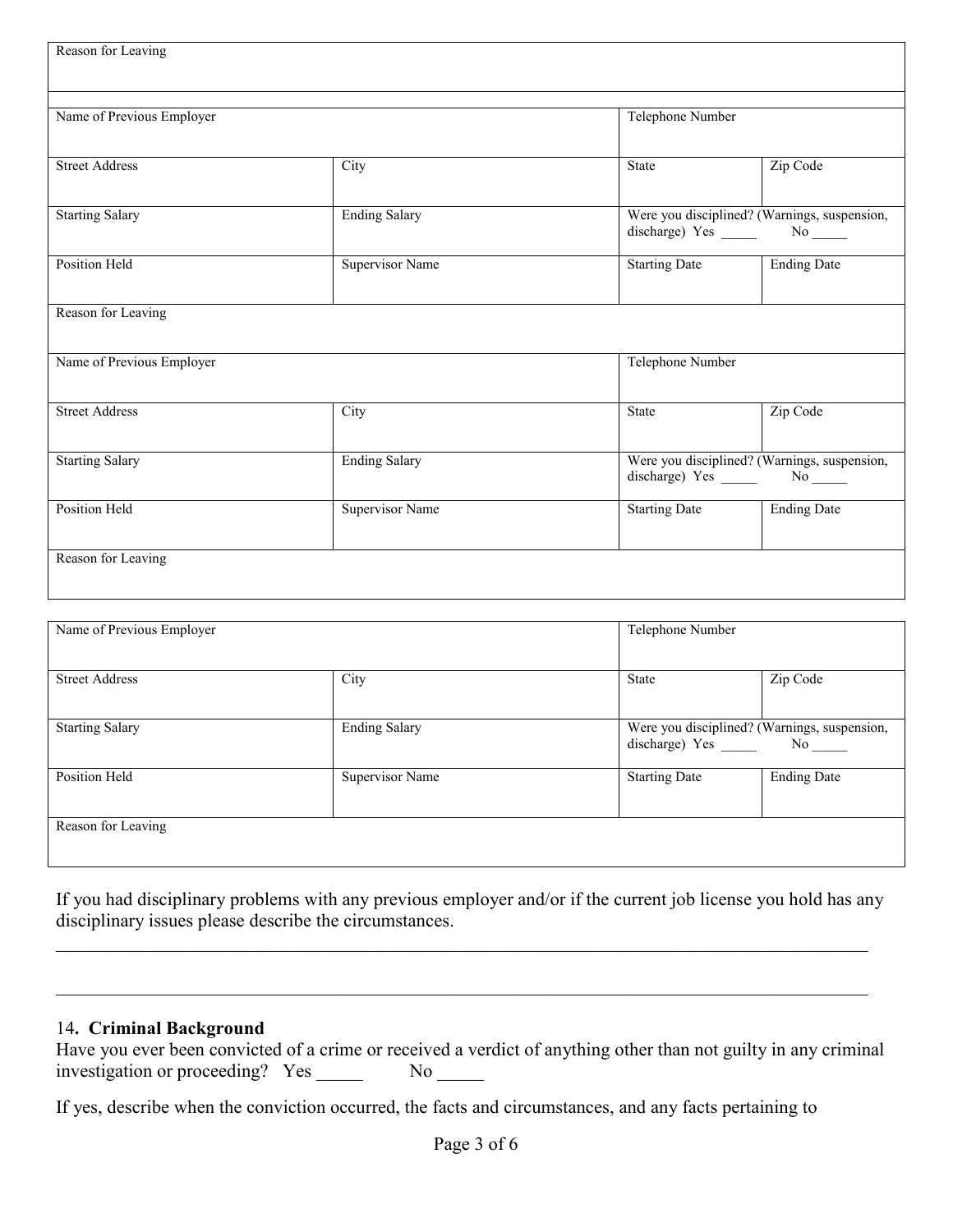| Reason for Leaving | | | |
|---|---|---|---|

| Name of Previous Employer | | Telephone Number | |
|---|---|---|---|
| Street Address | City | State | Zip Code |
| Starting Salary | Ending Salary | Were you disciplined? (Warnings, suspension, discharge) Yes _____ No _____ | |
| Position Held | Supervisor Name | Starting Date | Ending Date |
| Reason for Leaving | | | |
| Name of Previous Employer | | Telephone Number | |
| Street Address | City | State | Zip Code |
| Starting Salary | Ending Salary | Were you disciplined? (Warnings, suspension, discharge) Yes _____ No _____ | |
| Position Held | Supervisor Name | Starting Date | Ending Date |
| Reason for Leaving | | | |

| Name of Previous Employer | | Telephone Number | |
|---|---|---|---|
| Street Address | City | State | Zip Code |
| Starting Salary | Ending Salary | Were you disciplined? (Warnings, suspension, discharge) Yes _____ No _____ | |
| Position Held | Supervisor Name | Starting Date | Ending Date |
| Reason for Leaving | | | |

If you had disciplinary problems with any previous employer and/or if the current job license you hold has any disciplinary issues please describe the circumstances.

_______________________________________________________________________________________

_______________________________________________________________________________________

### 14. Criminal Background

Have you ever been convicted of a crime or received a verdict of anything other than not guilty in any criminal investigation or proceeding? Yes _____ No _____

If yes, describe when the conviction occurred, the facts and circumstances, and any facts pertaining to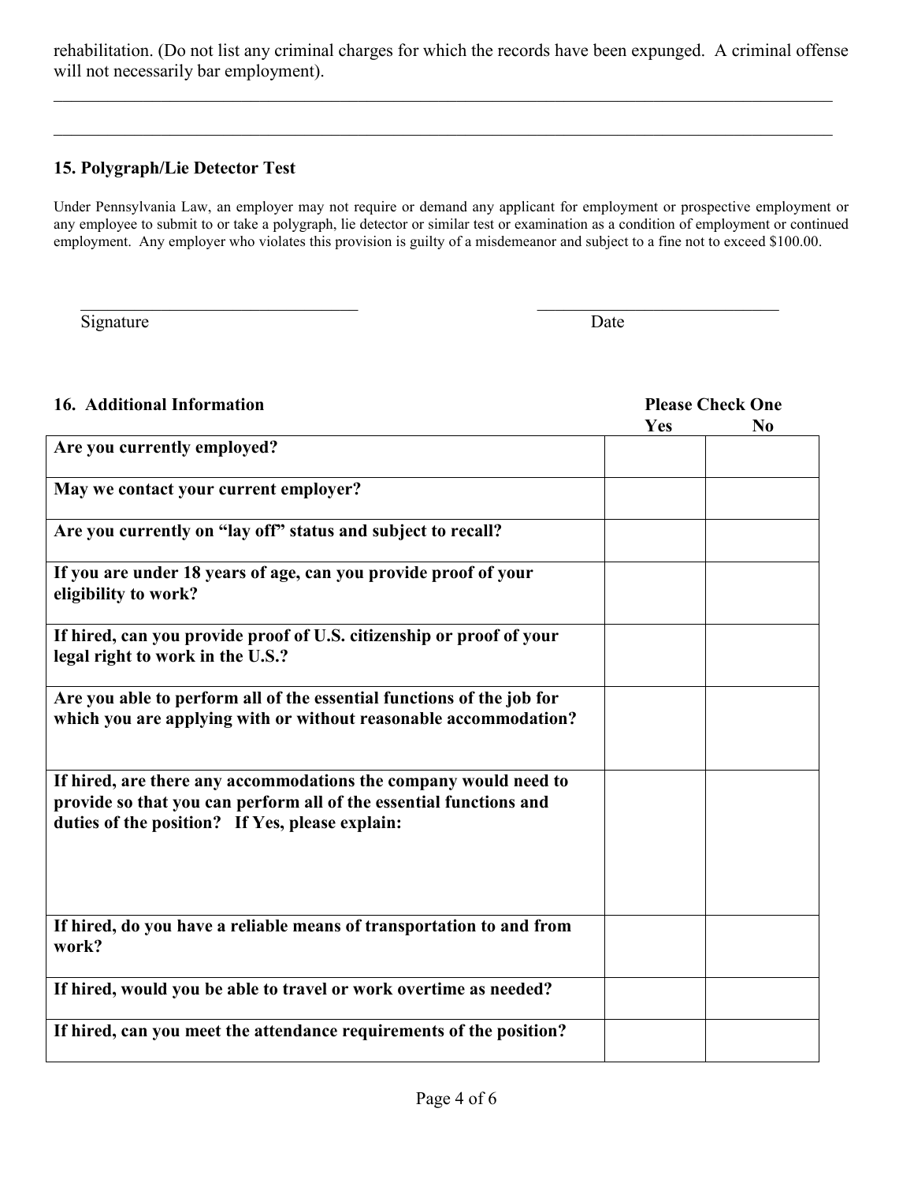rehabilitation. (Do not list any criminal charges for which the records have been expunged. A criminal offense will not necessarily bar employment).

\_\_\_\_\_\_\_\_\_\_\_\_\_\_\_\_\_\_\_\_\_\_\_\_\_\_\_\_\_\_\_\_\_\_\_\_\_\_\_\_\_\_\_\_\_\_\_\_\_\_\_\_\_\_\_\_\_\_\_\_\_\_\_\_\_\_\_\_\_\_\_\_\_\_\_\_\_\_\_\_

\_\_\_\_\_\_\_\_\_\_\_\_\_\_\_\_\_\_\_\_\_\_\_\_\_\_\_\_\_\_\_\_\_\_\_\_\_\_\_\_\_\_\_\_\_\_\_\_\_\_\_\_\_\_\_\_\_\_\_\_\_\_\_\_\_\_\_\_\_\_\_\_\_\_\_\_\_\_\_\_

### 15. Polygraph/Lie Detector Test

Under Pennsylvania Law, an employer may not require or demand any applicant for employment or prospective employment or any employee to submit to or take a polygraph, lie detector or similar test or examination as a condition of employment or continued employment. Any employer who violates this provision is guilty of a misdemeanor and subject to a fine not to exceed $100.00.

\_\_\_\_\_\_\_\_\_\_\_\_\_\_\_\_\_\_\_\_\_\_\_\_\_\_\_\_\_\_\_\_ \_\_\_\_\_\_\_\_\_\_\_\_\_\_\_\_\_\_\_\_\_\_\_\_\_\_\_\_

Signature Date

### 16. Additional Information

| | Please Check One | |
|---|---|---|
| | **Yes** | **No** |
| **Are you currently employed?** | | |
| **May we contact your current employer?** | | |
| **Are you currently on "lay off" status and subject to recall?** | | |
| **If you are under 18 years of age, can you provide proof of your eligibility to work?** | | |
| **If hired, can you provide proof of U.S. citizenship or proof of your legal right to work in the U.S.?** | | |
| **Are you able to perform all of the essential functions of the job for which you are applying with or without reasonable accommodation?** | | |
| **If hired, are there any accommodations the company would need to provide so that you can perform all of the essential functions and duties of the position? If Yes, please explain:** | | |
| **If hired, do you have a reliable means of transportation to and from work?** | | |
| **If hired, would you be able to travel or work overtime as needed?** | | |
| **If hired, can you meet the attendance requirements of the position?** | | |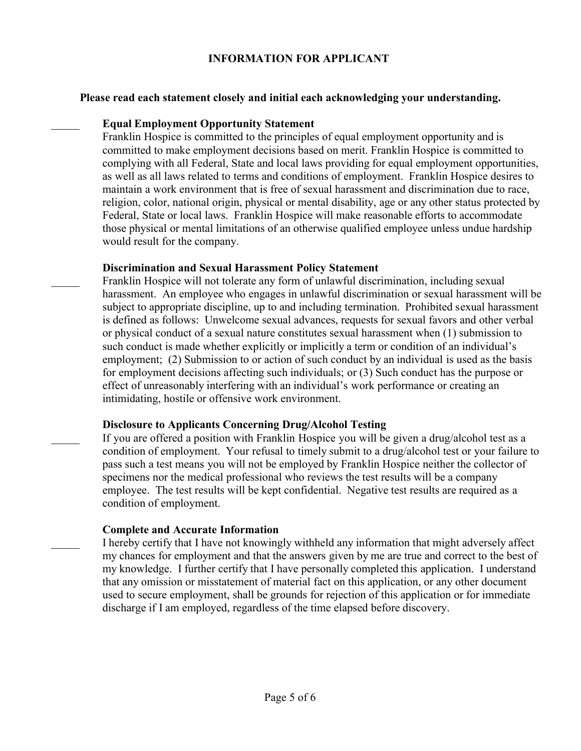## INFORMATION FOR APPLICANT

**Please read each statement closely and initial each acknowledging your understanding.**

_____ **Equal Employment Opportunity Statement**

Franklin Hospice is committed to the principles of equal employment opportunity and is committed to make employment decisions based on merit. Franklin Hospice is committed to complying with all Federal, State and local laws providing for equal employment opportunities, as well as all laws related to terms and conditions of employment. Franklin Hospice desires to maintain a work environment that is free of sexual harassment and discrimination due to race, religion, color, national origin, physical or mental disability, age or any other status protected by Federal, State or local laws. Franklin Hospice will make reasonable efforts to accommodate those physical or mental limitations of an otherwise qualified employee unless undue hardship would result for the company.

_____ **Discrimination and Sexual Harassment Policy Statement**

Franklin Hospice will not tolerate any form of unlawful discrimination, including sexual harassment. An employee who engages in unlawful discrimination or sexual harassment will be subject to appropriate discipline, up to and including termination. Prohibited sexual harassment is defined as follows: Unwelcome sexual advances, requests for sexual favors and other verbal or physical conduct of a sexual nature constitutes sexual harassment when (1) submission to such conduct is made whether explicitly or implicitly a term or condition of an individual's employment; (2) Submission to or action of such conduct by an individual is used as the basis for employment decisions affecting such individuals; or (3) Such conduct has the purpose or effect of unreasonably interfering with an individual's work performance or creating an intimidating, hostile or offensive work environment.

_____ **Disclosure to Applicants Concerning Drug/Alcohol Testing**

If you are offered a position with Franklin Hospice you will be given a drug/alcohol test as a condition of employment. Your refusal to timely submit to a drug/alcohol test or your failure to pass such a test means you will not be employed by Franklin Hospice neither the collector of specimens nor the medical professional who reviews the test results will be a company employee. The test results will be kept confidential. Negative test results are required as a condition of employment.

_____ **Complete and Accurate Information**

I hereby certify that I have not knowingly withheld any information that might adversely affect my chances for employment and that the answers given by me are true and correct to the best of my knowledge. I further certify that I have personally completed this application. I understand that any omission or misstatement of material fact on this application, or any other document used to secure employment, shall be grounds for rejection of this application or for immediate discharge if I am employed, regardless of the time elapsed before discovery.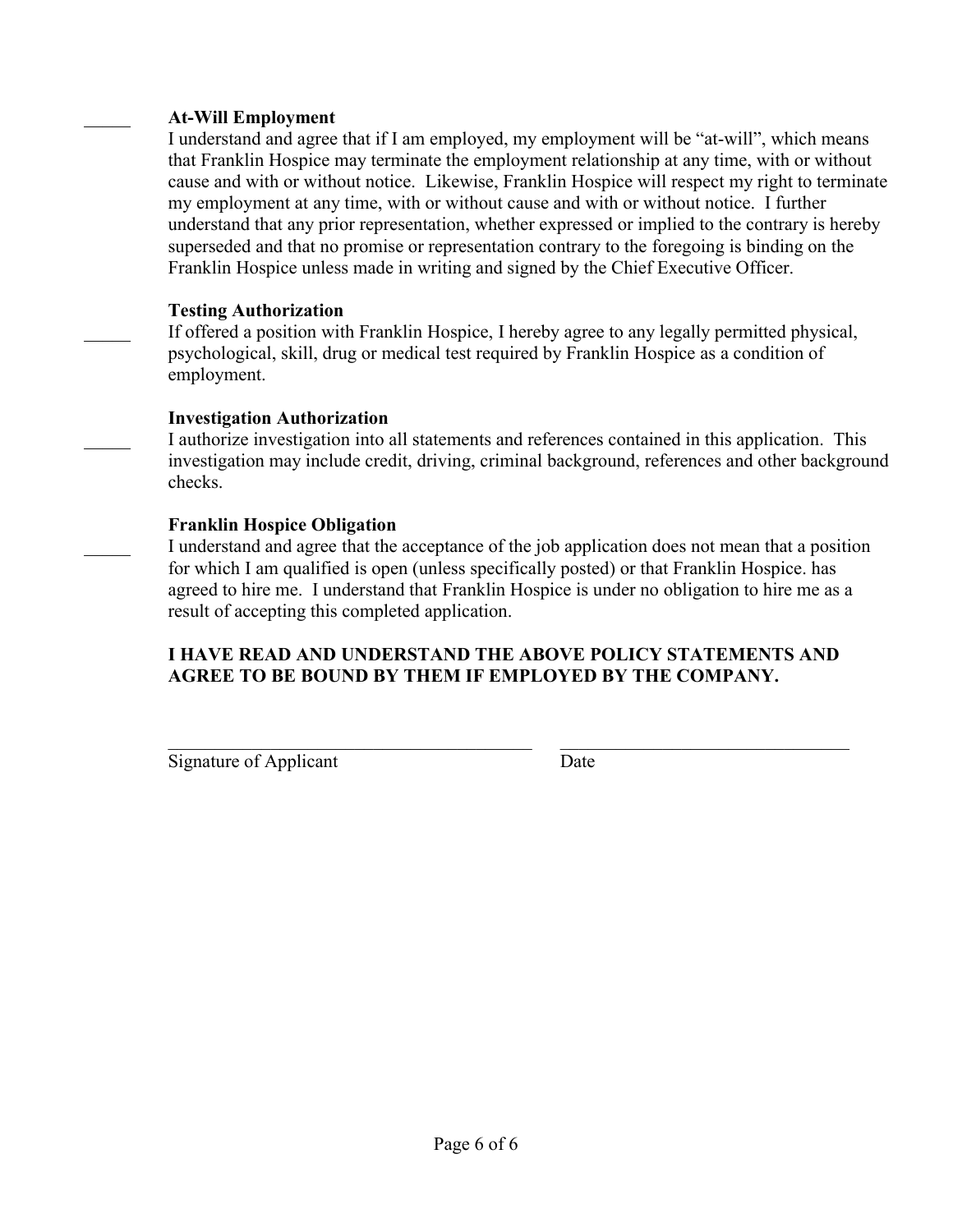_____ **At-Will Employment**

I understand and agree that if I am employed, my employment will be "at-will", which means that Franklin Hospice may terminate the employment relationship at any time, with or without cause and with or without notice. Likewise, Franklin Hospice will respect my right to terminate my employment at any time, with or without cause and with or without notice. I further understand that any prior representation, whether expressed or implied to the contrary is hereby superseded and that no promise or representation contrary to the foregoing is binding on the Franklin Hospice unless made in writing and signed by the Chief Executive Officer.

_____ **Testing Authorization**

If offered a position with Franklin Hospice, I hereby agree to any legally permitted physical, psychological, skill, drug or medical test required by Franklin Hospice as a condition of employment.

_____ **Investigation Authorization**

I authorize investigation into all statements and references contained in this application. This investigation may include credit, driving, criminal background, references and other background checks.

_____ **Franklin Hospice Obligation**

I understand and agree that the acceptance of the job application does not mean that a position for which I am qualified is open (unless specifically posted) or that Franklin Hospice. has agreed to hire me. I understand that Franklin Hospice is under no obligation to hire me as a result of accepting this completed application.

**I HAVE READ AND UNDERSTAND THE ABOVE POLICY STATEMENTS AND AGREE TO BE BOUND BY THEM IF EMPLOYED BY THE COMPANY.**

_________________________________________ ________________________________

Signature of Applicant Date